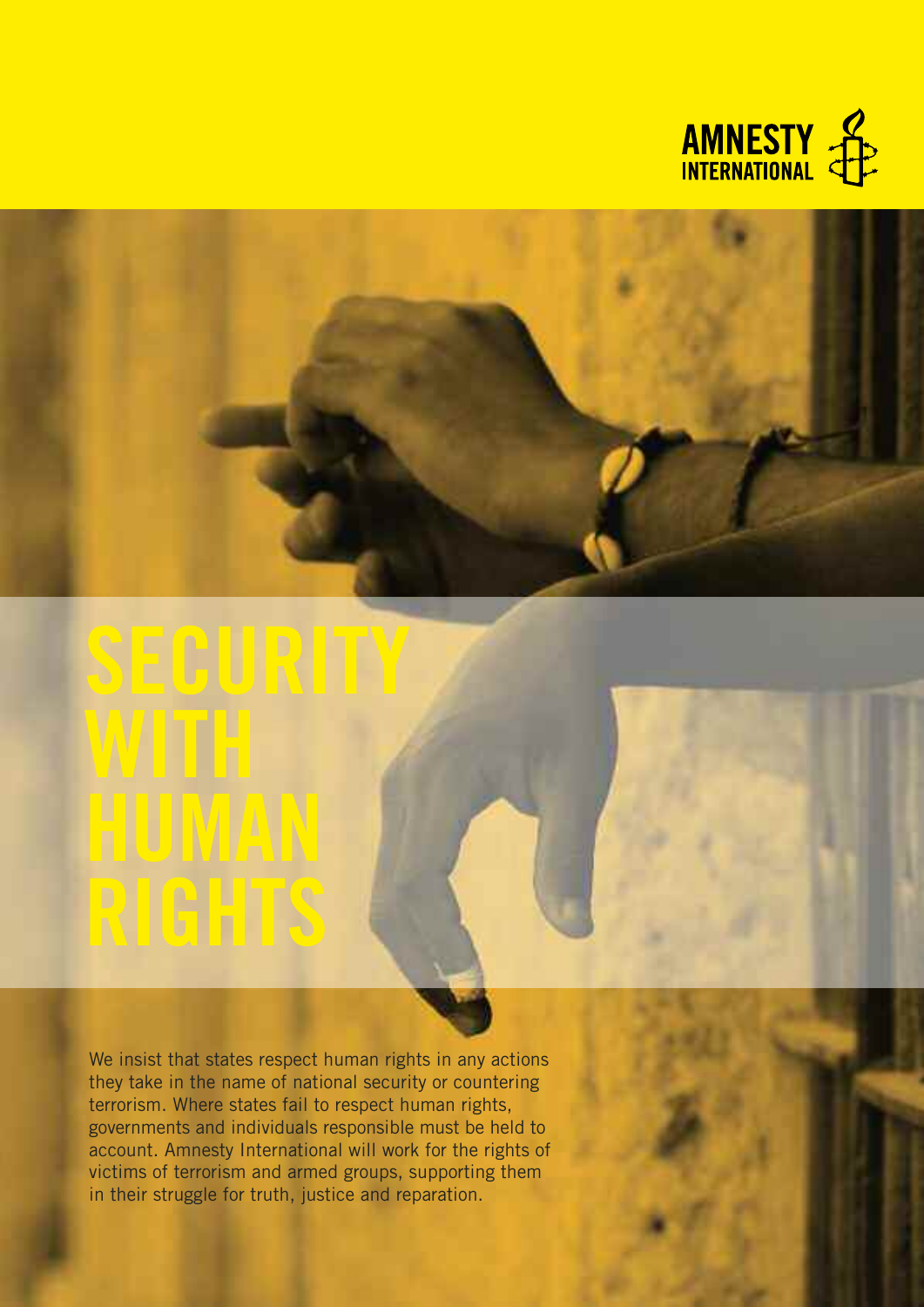AMNESTY INTERNATIONAL

# SECURITY WITH HUMAN RIGHTS

We insist that states respect human rights in any actions they take in the name of national security or countering terrorism. Where states fail to respect human rights, governments and individuals responsible must be held to account. Amnesty International will work for the rights of victims of terrorism and armed groups, supporting them in their struggle for truth, justice and reparation.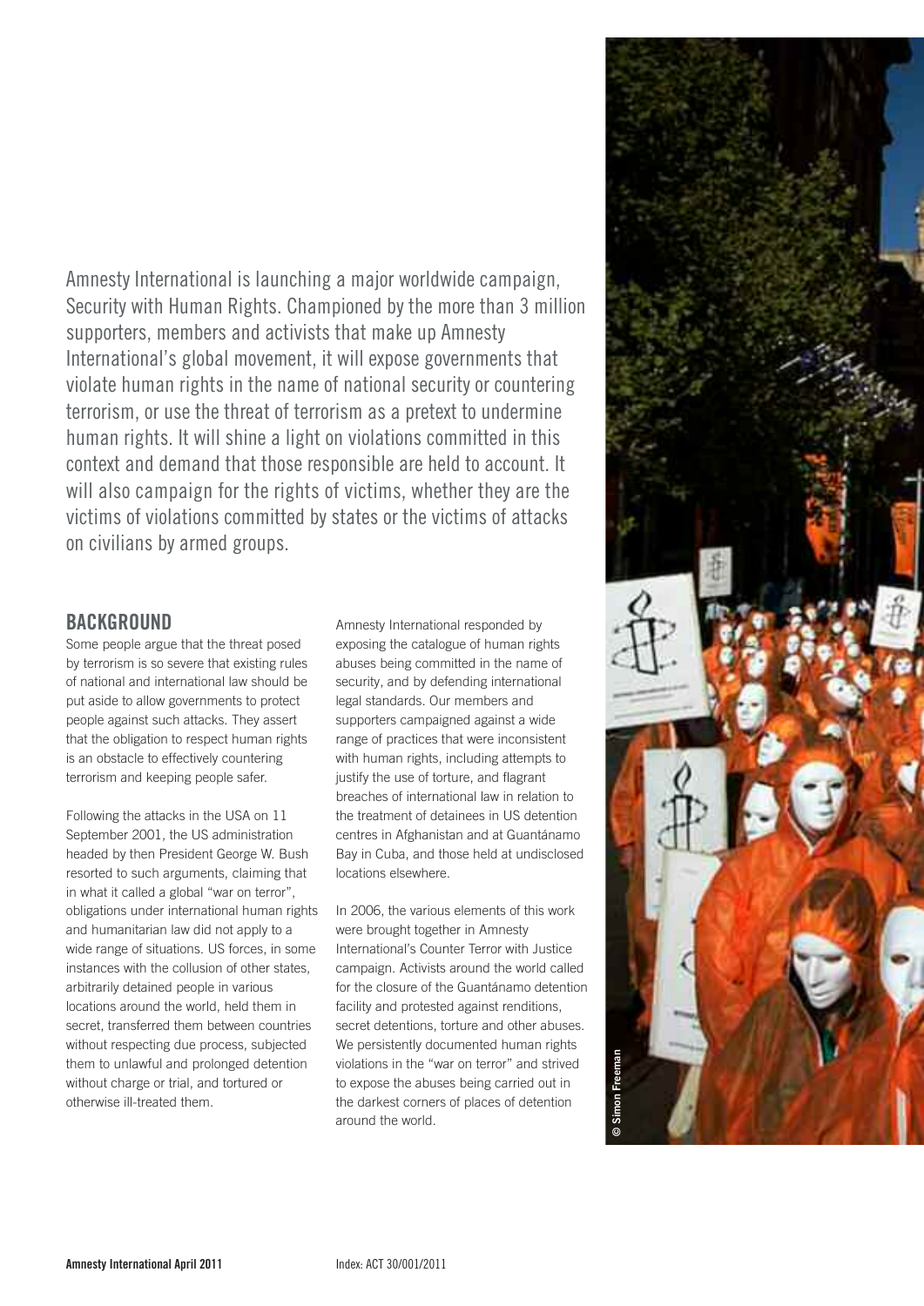Amnesty International is launching a major worldwide campaign, Security with Human Rights. Championed by the more than 3 million supporters, members and activists that make up Amnesty International's global movement, it will expose governments that violate human rights in the name of national security or countering terrorism, or use the threat of terrorism as a pretext to undermine human rights. It will shine a light on violations committed in this context and demand that those responsible are held to account. It will also campaign for the rights of victims, whether they are the victims of violations committed by states or the victims of attacks on civilians by armed groups.

## BACKGROUND

Some people argue that the threat posed by terrorism is so severe that existing rules of national and international law should be put aside to allow governments to protect people against such attacks. They assert that the obligation to respect human rights is an obstacle to effectively countering terrorism and keeping people safer.

Following the attacks in the USA on 11 September 2001, the US administration headed by then President George W. Bush resorted to such arguments, claiming that in what it called a global "war on terror", obligations under international human rights and humanitarian law did not apply to a wide range of situations. US forces, in some instances with the collusion of other states, arbitrarily detained people in various locations around the world, held them in secret, transferred them between countries without respecting due process, subjected them to unlawful and prolonged detention without charge or trial, and tortured or otherwise ill-treated them.

Amnesty International responded by exposing the catalogue of human rights abuses being committed in the name of security, and by defending international legal standards. Our members and supporters campaigned against a wide range of practices that were inconsistent with human rights, including attempts to justify the use of torture, and flagrant breaches of international law in relation to the treatment of detainees in US detention centres in Afghanistan and at Guantánamo Bay in Cuba, and those held at undisclosed locations elsewhere.

In 2006, the various elements of this work were brought together in Amnesty International's Counter Terror with Justice campaign. Activists around the world called for the closure of the Guantánamo detention facility and protested against renditions, secret detentions, torture and other abuses. We persistently documented human rights violations in the "war on terror" and strived to expose the abuses being carried out in the darkest corners of places of detention around the world.

© Simon Freeman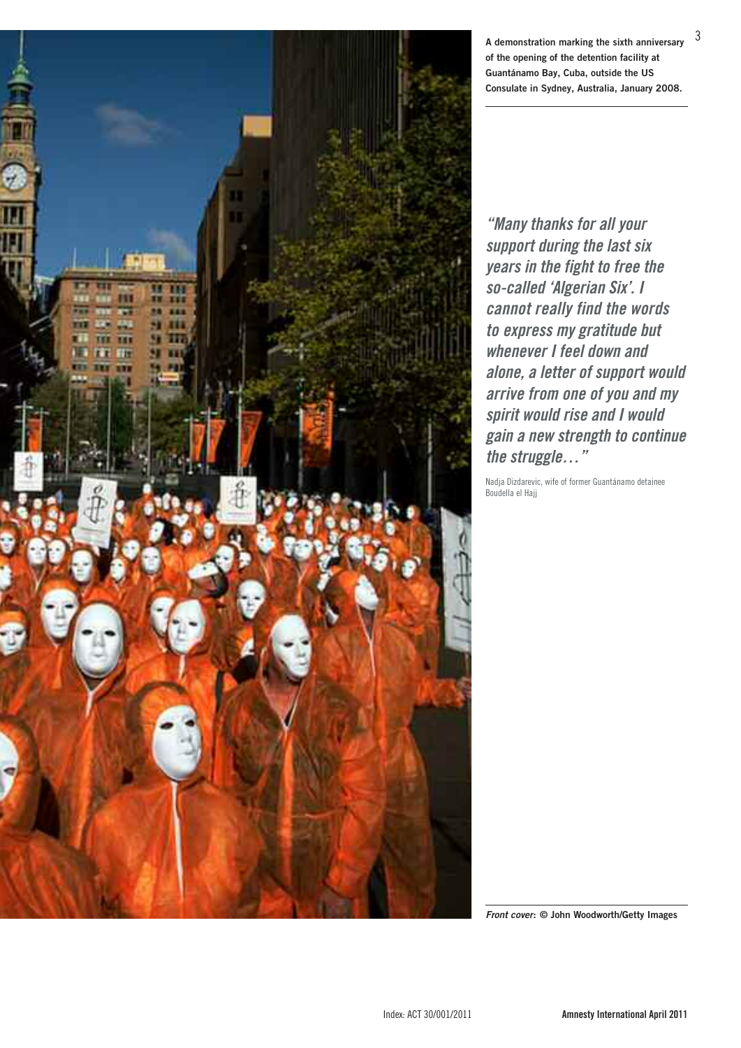**A demonstration marking the sixth anniversary of the opening of the detention facility at Guantánamo Bay, Cuba, outside the US Consulate in Sydney, Australia, January 2008.**

*"Many thanks for all your support during the last six years in the fight to free the so-called 'Algerian Six'. I cannot really find the words to express my gratitude but whenever I feel down and alone, a letter of support would arrive from one of you and my spirit would rise and I would gain a new strength to continue the struggle…"*

Nadja Dizdarevic, wife of former Guantánamo detainee Boudella el Hajj

***Front cover*: © John Woodworth/Getty Images**

Index: ACT 30/001/2011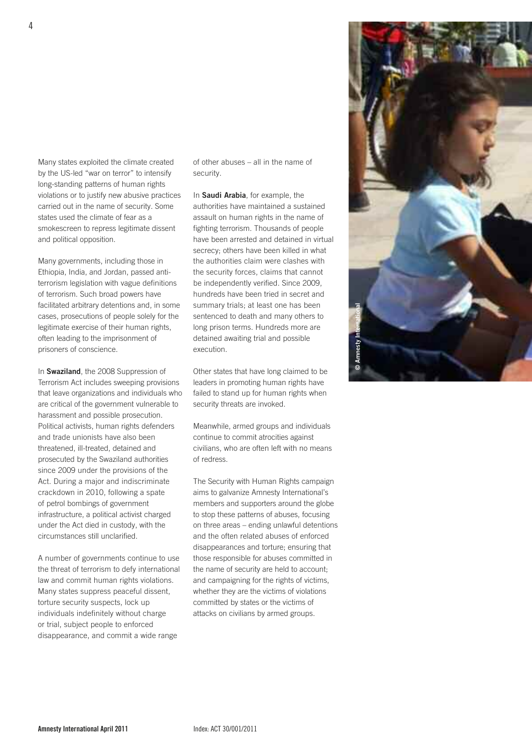Many states exploited the climate created by the US-led "war on terror" to intensify long-standing patterns of human rights violations or to justify new abusive practices carried out in the name of security. Some states used the climate of fear as a smokescreen to repress legitimate dissent and political opposition.

Many governments, including those in Ethiopia, India, and Jordan, passed anti-terrorism legislation with vague definitions of terrorism. Such broad powers have facilitated arbitrary detentions and, in some cases, prosecutions of people solely for the legitimate exercise of their human rights, often leading to the imprisonment of prisoners of conscience.

In **Swaziland**, the 2008 Suppression of Terrorism Act includes sweeping provisions that leave organizations and individuals who are critical of the government vulnerable to harassment and possible prosecution. Political activists, human rights defenders and trade unionists have also been threatened, ill-treated, detained and prosecuted by the Swaziland authorities since 2009 under the provisions of the Act. During a major and indiscriminate crackdown in 2010, following a spate of petrol bombings of government infrastructure, a political activist charged under the Act died in custody, with the circumstances still unclarified.

A number of governments continue to use the threat of terrorism to defy international law and commit human rights violations. Many states suppress peaceful dissent, torture security suspects, lock up individuals indefinitely without charge or trial, subject people to enforced disappearance, and commit a wide range of other abuses – all in the name of security.

In **Saudi Arabia**, for example, the authorities have maintained a sustained assault on human rights in the name of fighting terrorism. Thousands of people have been arrested and detained in virtual secrecy; others have been killed in what the authorities claim were clashes with the security forces, claims that cannot be independently verified. Since 2009, hundreds have been tried in secret and summary trials; at least one has been sentenced to death and many others to long prison terms. Hundreds more are detained awaiting trial and possible execution.

Other states that have long claimed to be leaders in promoting human rights have failed to stand up for human rights when security threats are invoked.

Meanwhile, armed groups and individuals continue to commit atrocities against civilians, who are often left with no means of redress.

The Security with Human Rights campaign aims to galvanize Amnesty International's members and supporters around the globe to stop these patterns of abuses, focusing on three areas – ending unlawful detentions and the often related abuses of enforced disappearances and torture; ensuring that those responsible for abuses committed in the name of security are held to account; and campaigning for the rights of victims, whether they are the victims of violations committed by states or the victims of attacks on civilians by armed groups.

© Amnesty International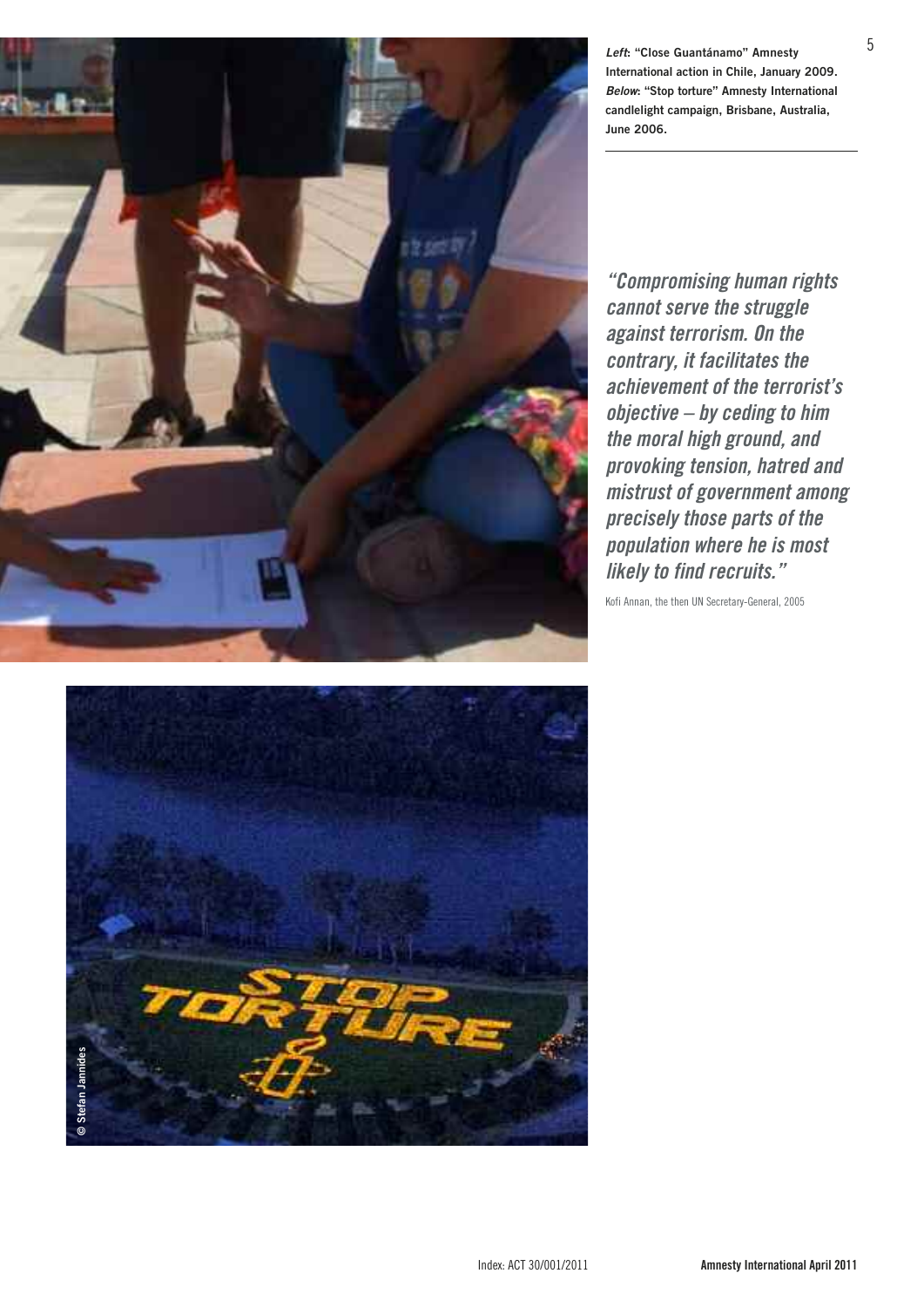***Left*: "Close Guantánamo" Amnesty International action in Chile, January 2009.**
***Below*: "Stop torture" Amnesty International candlelight campaign, Brisbane, Australia, June 2006.**

> ***"Compromising human rights cannot serve the struggle against terrorism. On the contrary, it facilitates the achievement of the terrorist's objective – by ceding to him the moral high ground, and provoking tension, hatred and mistrust of government among precisely those parts of the population where he is most likely to find recruits."***
>
> Kofi Annan, the then UN Secretary-General, 2005

© Stefan Jannides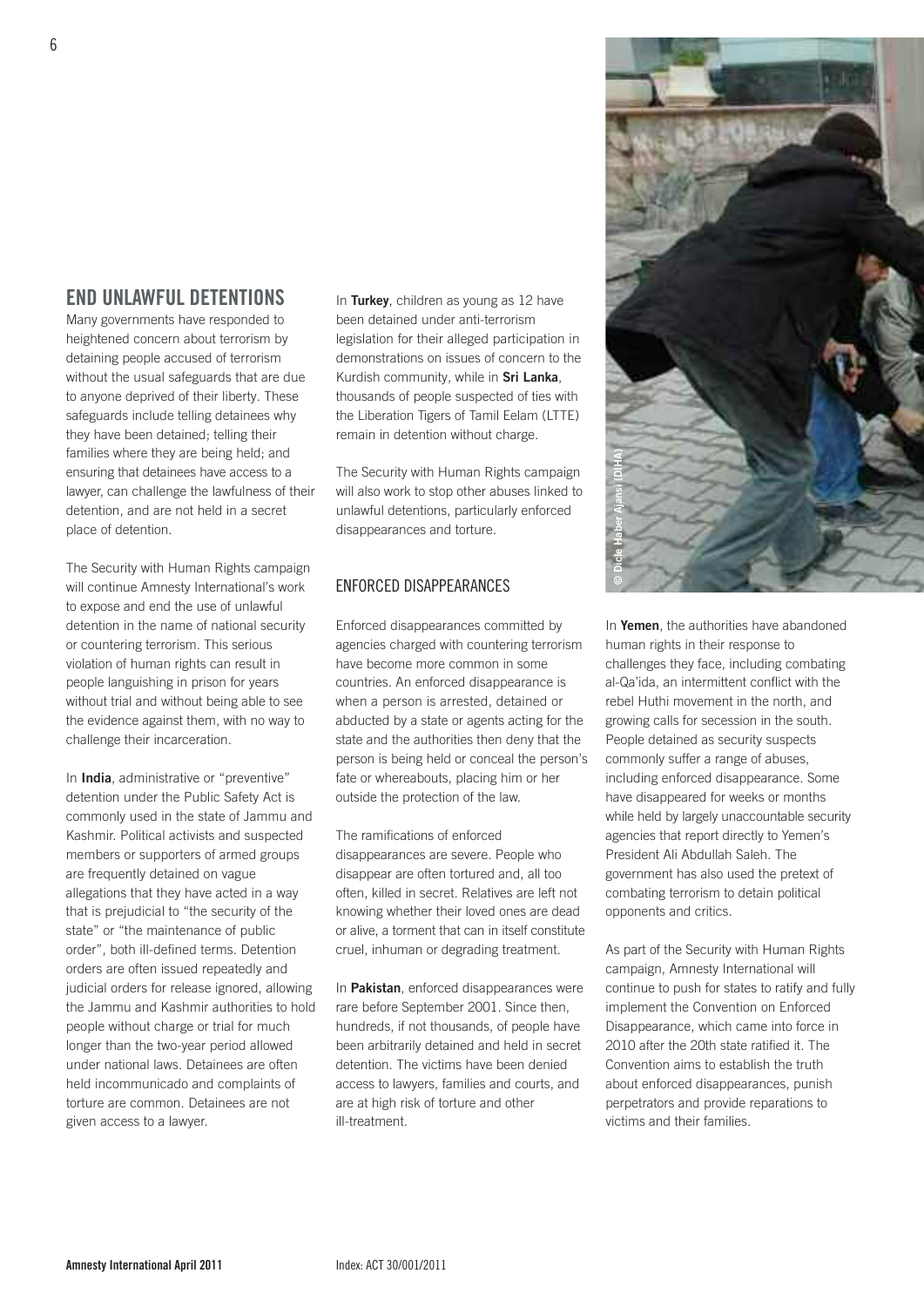## END UNLAWFUL DETENTIONS

Many governments have responded to heightened concern about terrorism by detaining people accused of terrorism without the usual safeguards that are due to anyone deprived of their liberty. These safeguards include telling detainees why they have been detained; telling their families where they are being held; and ensuring that detainees have access to a lawyer, can challenge the lawfulness of their detention, and are not held in a secret place of detention.

The Security with Human Rights campaign will continue Amnesty International's work to expose and end the use of unlawful detention in the name of national security or countering terrorism. This serious violation of human rights can result in people languishing in prison for years without trial and without being able to see the evidence against them, with no way to challenge their incarceration.

In **India**, administrative or "preventive" detention under the Public Safety Act is commonly used in the state of Jammu and Kashmir. Political activists and suspected members or supporters of armed groups are frequently detained on vague allegations that they have acted in a way that is prejudicial to "the security of the state" or "the maintenance of public order", both ill-defined terms. Detention orders are often issued repeatedly and judicial orders for release ignored, allowing the Jammu and Kashmir authorities to hold people without charge or trial for much longer than the two-year period allowed under national laws. Detainees are often held incommunicado and complaints of torture are common. Detainees are not given access to a lawyer.

In **Turkey**, children as young as 12 have been detained under anti-terrorism legislation for their alleged participation in demonstrations on issues of concern to the Kurdish community, while in **Sri Lanka**, thousands of people suspected of ties with the Liberation Tigers of Tamil Eelam (LTTE) remain in detention without charge.

The Security with Human Rights campaign will also work to stop other abuses linked to unlawful detentions, particularly enforced disappearances and torture.

### ENFORCED DISAPPEARANCES

Enforced disappearances committed by agencies charged with countering terrorism have become more common in some countries. An enforced disappearance is when a person is arrested, detained or abducted by a state or agents acting for the state and the authorities then deny that the person is being held or conceal the person's fate or whereabouts, placing him or her outside the protection of the law.

The ramifications of enforced disappearances are severe. People who disappear are often tortured and, all too often, killed in secret. Relatives are left not knowing whether their loved ones are dead or alive, a torment that can in itself constitute cruel, inhuman or degrading treatment.

In **Pakistan**, enforced disappearances were rare before September 2001. Since then, hundreds, if not thousands, of people have been arbitrarily detained and held in secret detention. The victims have been denied access to lawyers, families and courts, and are at high risk of torture and other ill-treatment.

© Dicle Haber Ajansi (DIHA)

In **Yemen**, the authorities have abandoned human rights in their response to challenges they face, including combating al-Qa'ida, an intermittent conflict with the rebel Huthi movement in the north, and growing calls for secession in the south. People detained as security suspects commonly suffer a range of abuses, including enforced disappearance. Some have disappeared for weeks or months while held by largely unaccountable security agencies that report directly to Yemen's President Ali Abdullah Saleh. The government has also used the pretext of combating terrorism to detain political opponents and critics.

As part of the Security with Human Rights campaign, Amnesty International will continue to push for states to ratify and fully implement the Convention on Enforced Disappearance, which came into force in 2010 after the 20th state ratified it. The Convention aims to establish the truth about enforced disappearances, punish perpetrators and provide reparations to victims and their families.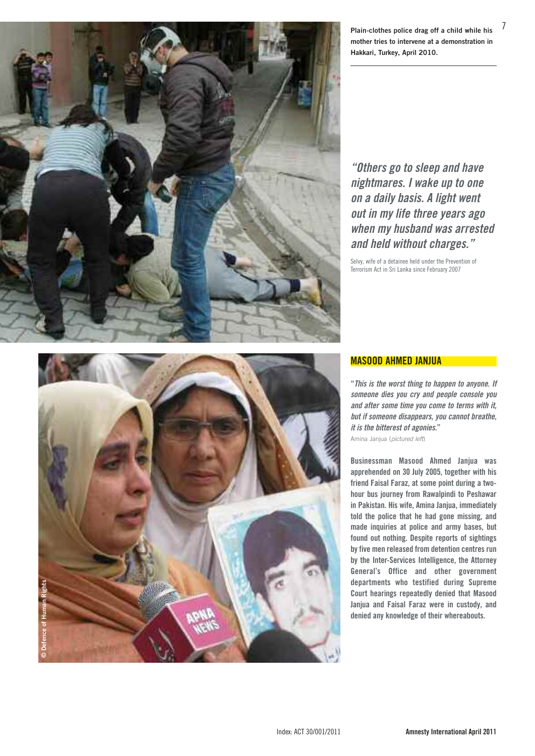Plain-clothes police drag off a child while his mother tries to intervene at a demonstration in Hakkari, Turkey, April 2010.

*"Others go to sleep and have nightmares. I wake up to one on a daily basis. A light went out in my life three years ago when my husband was arrested and held without charges."*

Selvy, wife of a detainee held under the Prevention of Terrorism Act in Sri Lanka since February 2007

© Defence of Human Rights

## MASOOD AHMED JANJUA

"*This is the worst thing to happen to anyone. If someone dies you cry and people console you and after some time you come to terms with it, but if someone disappears, you cannot breathe, it is the bitterest of agonies.*"

Amina Janjua (*pictured left*)

Businessman Masood Ahmed Janjua was apprehended on 30 July 2005, together with his friend Faisal Faraz, at some point during a two-hour bus journey from Rawalpindi to Peshawar in Pakistan. His wife, Amina Janjua, immediately told the police that he had gone missing, and made inquiries at police and army bases, but found out nothing. Despite reports of sightings by five men released from detention centres run by the Inter-Services Intelligence, the Attorney General's Office and other government departments who testified during Supreme Court hearings repeatedly denied that Masood Janjua and Faisal Faraz were in custody, and denied any knowledge of their whereabouts.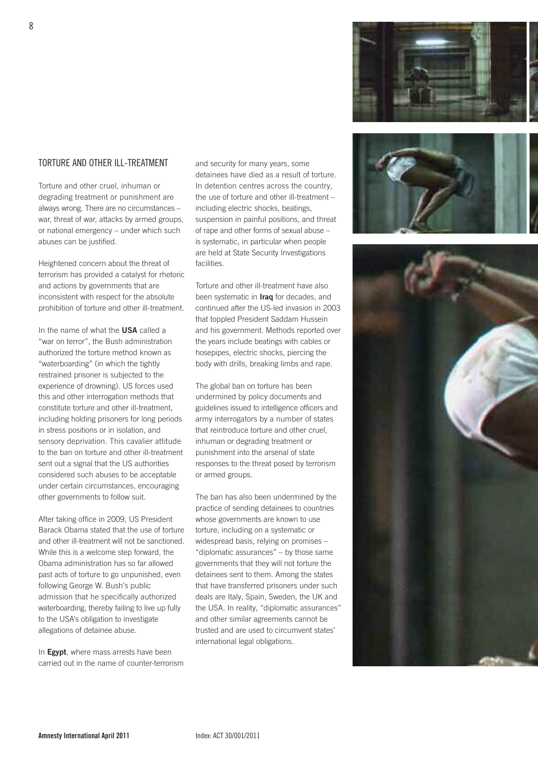## TORTURE AND OTHER ILL-TREATMENT

Torture and other cruel, inhuman or degrading treatment or punishment are always wrong. There are no circumstances – war, threat of war, attacks by armed groups, or national emergency – under which such abuses can be justified.

Heightened concern about the threat of terrorism has provided a catalyst for rhetoric and actions by governments that are inconsistent with respect for the absolute prohibition of torture and other ill-treatment.

In the name of what the **USA** called a "war on terror", the Bush administration authorized the torture method known as "waterboarding" (in which the tightly restrained prisoner is subjected to the experience of drowning). US forces used this and other interrogation methods that constitute torture and other ill-treatment, including holding prisoners for long periods in stress positions or in isolation, and sensory deprivation. This cavalier attitude to the ban on torture and other ill-treatment sent out a signal that the US authorities considered such abuses to be acceptable under certain circumstances, encouraging other governments to follow suit.

After taking office in 2009, US President Barack Obama stated that the use of torture and other ill-treatment will not be sanctioned. While this is a welcome step forward, the Obama administration has so far allowed past acts of torture to go unpunished, even following George W. Bush's public admission that he specifically authorized waterboarding, thereby failing to live up fully to the USA's obligation to investigate allegations of detainee abuse.

In **Egypt**, where mass arrests have been carried out in the name of counter-terrorism and security for many years, some detainees have died as a result of torture. In detention centres across the country, the use of torture and other ill-treatment – including electric shocks, beatings, suspension in painful positions, and threat of rape and other forms of sexual abuse – is systematic, in particular when people are held at State Security Investigations facilities.

Torture and other ill-treatment have also been systematic in **Iraq** for decades, and continued after the US-led invasion in 2003 that toppled President Saddam Hussein and his government. Methods reported over the years include beatings with cables or hosepipes, electric shocks, piercing the body with drills, breaking limbs and rape.

The global ban on torture has been undermined by policy documents and guidelines issued to intelligence officers and army interrogators by a number of states that reintroduce torture and other cruel, inhuman or degrading treatment or punishment into the arsenal of state responses to the threat posed by terrorism or armed groups.

The ban has also been undermined by the practice of sending detainees to countries whose governments are known to use torture, including on a systematic or widespread basis, relying on promises – "diplomatic assurances" – by those same governments that they will not torture the detainees sent to them. Among the states that have transferred prisoners under such deals are Italy, Spain, Sweden, the UK and the USA. In reality, "diplomatic assurances" and other similar agreements cannot be trusted and are used to circumvent states' international legal obligations.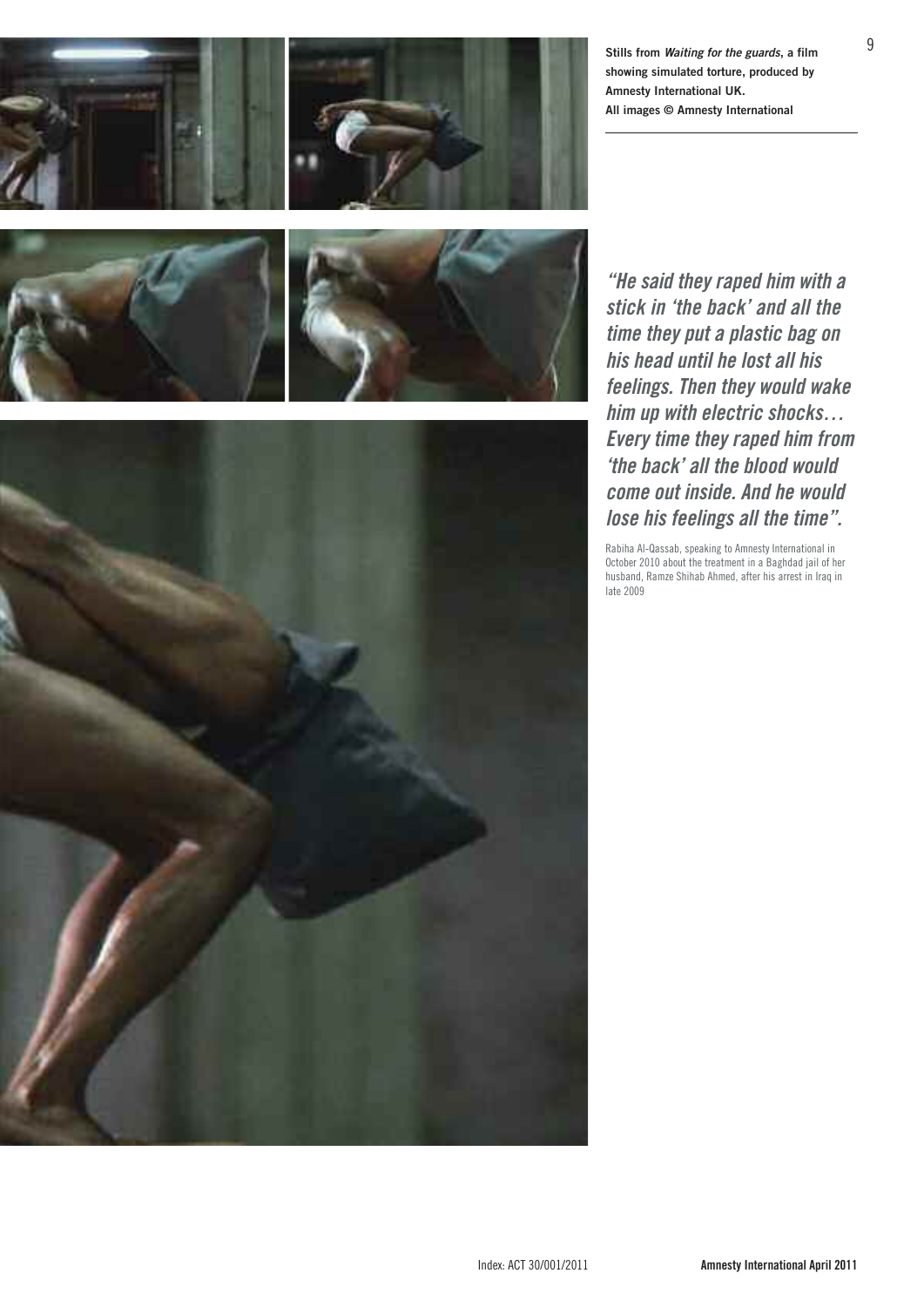**Stills from *Waiting for the guards*, a film showing simulated torture, produced by Amnesty International UK.**
**All images © Amnesty International**

***"He said they raped him with a stick in 'the back' and all the time they put a plastic bag on his head until he lost all his feelings. Then they would wake him up with electric shocks… Every time they raped him from 'the back' all the blood would come out inside. And he would lose his feelings all the time".***

Rabiha Al-Qassab, speaking to Amnesty International in October 2010 about the treatment in a Baghdad jail of her husband, Ramze Shihab Ahmed, after his arrest in Iraq in late 2009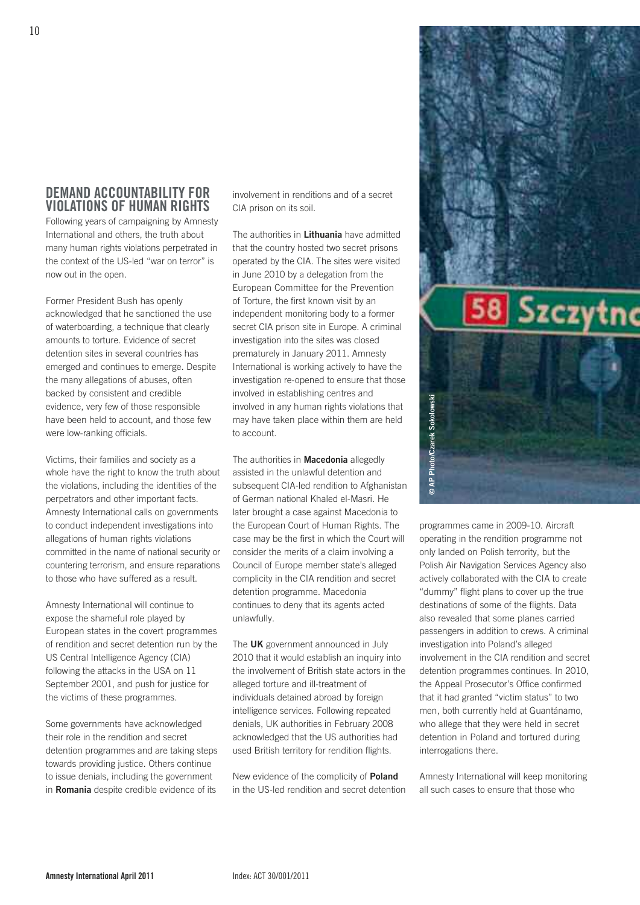## DEMAND ACCOUNTABILITY FOR VIOLATIONS OF HUMAN RIGHTS

Following years of campaigning by Amnesty International and others, the truth about many human rights violations perpetrated in the context of the US-led "war on terror" is now out in the open.

Former President Bush has openly acknowledged that he sanctioned the use of waterboarding, a technique that clearly amounts to torture. Evidence of secret detention sites in several countries has emerged and continues to emerge. Despite the many allegations of abuses, often backed by consistent and credible evidence, very few of those responsible have been held to account, and those few were low-ranking officials.

Victims, their families and society as a whole have the right to know the truth about the violations, including the identities of the perpetrators and other important facts. Amnesty International calls on governments to conduct independent investigations into allegations of human rights violations committed in the name of national security or countering terrorism, and ensure reparations to those who have suffered as a result.

Amnesty International will continue to expose the shameful role played by European states in the covert programmes of rendition and secret detention run by the US Central Intelligence Agency (CIA) following the attacks in the USA on 11 September 2001, and push for justice for the victims of these programmes.

Some governments have acknowledged their role in the rendition and secret detention programmes and are taking steps towards providing justice. Others continue to issue denials, including the government in **Romania** despite credible evidence of its involvement in renditions and of a secret CIA prison on its soil.

The authorities in **Lithuania** have admitted that the country hosted two secret prisons operated by the CIA. The sites were visited in June 2010 by a delegation from the European Committee for the Prevention of Torture, the first known visit by an independent monitoring body to a former secret CIA prison site in Europe. A criminal investigation into the sites was closed prematurely in January 2011. Amnesty International is working actively to have the investigation re-opened to ensure that those involved in establishing centres and involved in any human rights violations that may have taken place within them are held to account.

The authorities in **Macedonia** allegedly assisted in the unlawful detention and subsequent CIA-led rendition to Afghanistan of German national Khaled el-Masri. He later brought a case against Macedonia to the European Court of Human Rights. The case may be the first in which the Court will consider the merits of a claim involving a Council of Europe member state's alleged complicity in the CIA rendition and secret detention programme. Macedonia continues to deny that its agents acted unlawfully.

The **UK** government announced in July 2010 that it would establish an inquiry into the involvement of British state actors in the alleged torture and ill-treatment of individuals detained abroad by foreign intelligence services. Following repeated denials, UK authorities in February 2008 acknowledged that the US authorities had used British territory for rendition flights.

New evidence of the complicity of **Poland** in the US-led rendition and secret detention programmes came in 2009-10. Aircraft operating in the rendition programme not only landed on Polish terrority, but the Polish Air Navigation Services Agency also actively collaborated with the CIA to create "dummy" flight plans to cover up the true destinations of some of the flights. Data also revealed that some planes carried passengers in addition to crews. A criminal investigation into Poland's alleged involvement in the CIA rendition and secret detention programmes continues. In 2010, the Appeal Prosecutor's Office confirmed that it had granted "victim status" to two men, both currently held at Guantánamo, who allege that they were held in secret detention in Poland and tortured during interrogations there.

© AP Photo/Czarek Sokolowski

Amnesty International will keep monitoring all such cases to ensure that those who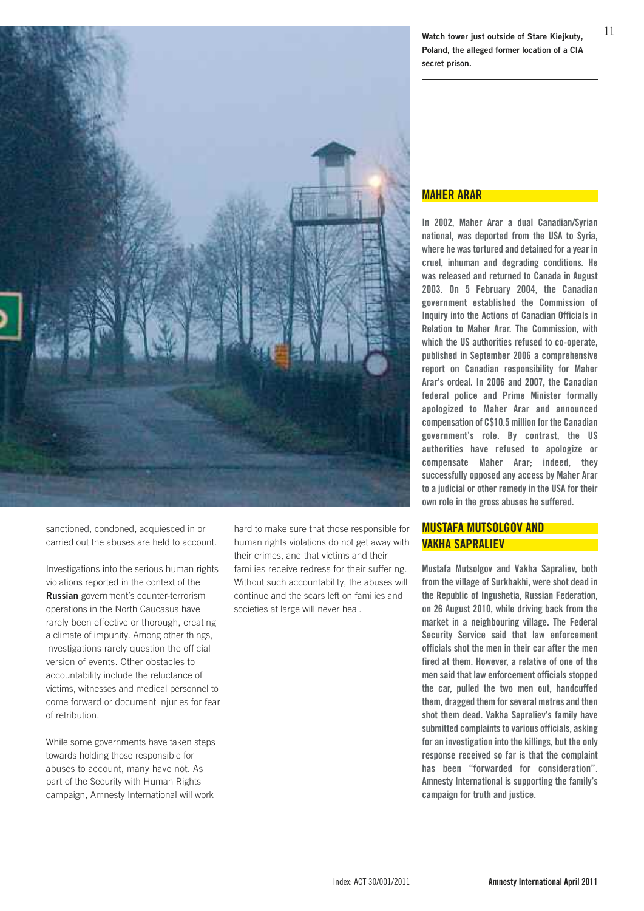Watch tower just outside of Stare Kiejkuty, Poland, the alleged former location of a CIA secret prison.

sanctioned, condoned, acquiesced in or carried out the abuses are held to account.

Investigations into the serious human rights violations reported in the context of the **Russian** government's counter-terrorism operations in the North Caucasus have rarely been effective or thorough, creating a climate of impunity. Among other things, investigations rarely question the official version of events. Other obstacles to accountability include the reluctance of victims, witnesses and medical personnel to come forward or document injuries for fear of retribution.

While some governments have taken steps towards holding those responsible for abuses to account, many have not. As part of the Security with Human Rights campaign, Amnesty International will work hard to make sure that those responsible for human rights violations do not get away with their crimes, and that victims and their families receive redress for their suffering. Without such accountability, the abuses will continue and the scars left on families and societies at large will never heal.

## MAHER ARAR

**In 2002, Maher Arar a dual Canadian/Syrian national, was deported from the USA to Syria, where he was tortured and detained for a year in cruel, inhuman and degrading conditions. He was released and returned to Canada in August 2003. On 5 February 2004, the Canadian government established the Commission of Inquiry into the Actions of Canadian Officials in Relation to Maher Arar. The Commission, with which the US authorities refused to co-operate, published in September 2006 a comprehensive report on Canadian responsibility for Maher Arar's ordeal. In 2006 and 2007, the Canadian federal police and Prime Minister formally apologized to Maher Arar and announced compensation of C$10.5 million for the Canadian government's role. By contrast, the US authorities have refused to apologize or compensate Maher Arar; indeed, they successfully opposed any access by Maher Arar to a judicial or other remedy in the USA for their own role in the gross abuses he suffered.**

## MUSTAFA MUTSOLGOV AND VAKHA SAPRALIEV

**Mustafa Mutsolgov and Vakha Sapraliev, both from the village of Surkhakhi, were shot dead in the Republic of Ingushetia, Russian Federation, on 26 August 2010, while driving back from the market in a neighbouring village. The Federal Security Service said that law enforcement officials shot the men in their car after the men fired at them. However, a relative of one of the men said that law enforcement officials stopped the car, pulled the two men out, handcuffed them, dragged them for several metres and then shot them dead. Vakha Sapraliev's family have submitted complaints to various officials, asking for an investigation into the killings, but the only response received so far is that the complaint has been "forwarded for consideration". Amnesty International is supporting the family's campaign for truth and justice.**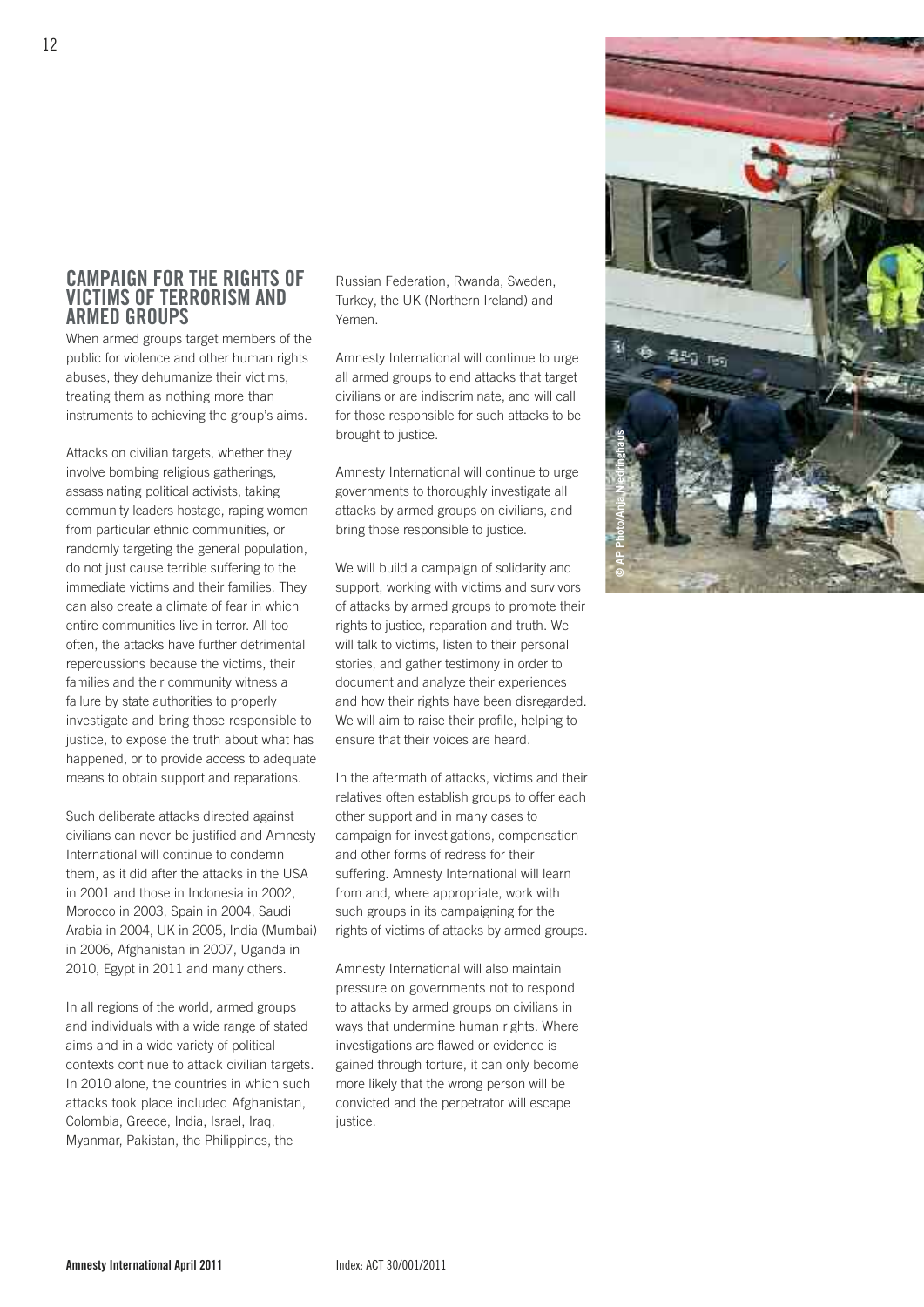## CAMPAIGN FOR THE RIGHTS OF VICTIMS OF TERRORISM AND ARMED GROUPS

When armed groups target members of the public for violence and other human rights abuses, they dehumanize their victims, treating them as nothing more than instruments to achieving the group's aims.

Attacks on civilian targets, whether they involve bombing religious gatherings, assassinating political activists, taking community leaders hostage, raping women from particular ethnic communities, or randomly targeting the general population, do not just cause terrible suffering to the immediate victims and their families. They can also create a climate of fear in which entire communities live in terror. All too often, the attacks have further detrimental repercussions because the victims, their families and their community witness a failure by state authorities to properly investigate and bring those responsible to justice, to expose the truth about what has happened, or to provide access to adequate means to obtain support and reparations.

Such deliberate attacks directed against civilians can never be justified and Amnesty International will continue to condemn them, as it did after the attacks in the USA in 2001 and those in Indonesia in 2002, Morocco in 2003, Spain in 2004, Saudi Arabia in 2004, UK in 2005, India (Mumbai) in 2006, Afghanistan in 2007, Uganda in 2010, Egypt in 2011 and many others.

In all regions of the world, armed groups and individuals with a wide range of stated aims and in a wide variety of political contexts continue to attack civilian targets. In 2010 alone, the countries in which such attacks took place included Afghanistan, Colombia, Greece, India, Israel, Iraq, Myanmar, Pakistan, the Philippines, the Russian Federation, Rwanda, Sweden, Turkey, the UK (Northern Ireland) and Yemen.

Amnesty International will continue to urge all armed groups to end attacks that target civilians or are indiscriminate, and will call for those responsible for such attacks to be brought to justice.

Amnesty International will continue to urge governments to thoroughly investigate all attacks by armed groups on civilians, and bring those responsible to justice.

We will build a campaign of solidarity and support, working with victims and survivors of attacks by armed groups to promote their rights to justice, reparation and truth. We will talk to victims, listen to their personal stories, and gather testimony in order to document and analyze their experiences and how their rights have been disregarded. We will aim to raise their profile, helping to ensure that their voices are heard.

In the aftermath of attacks, victims and their relatives often establish groups to offer each other support and in many cases to campaign for investigations, compensation and other forms of redress for their suffering. Amnesty International will learn from and, where appropriate, work with such groups in its campaigning for the rights of victims of attacks by armed groups.

Amnesty International will also maintain pressure on governments not to respond to attacks by armed groups on civilians in ways that undermine human rights. Where investigations are flawed or evidence is gained through torture, it can only become more likely that the wrong person will be convicted and the perpetrator will escape justice.

© AP Photo/Anja Niedringhaus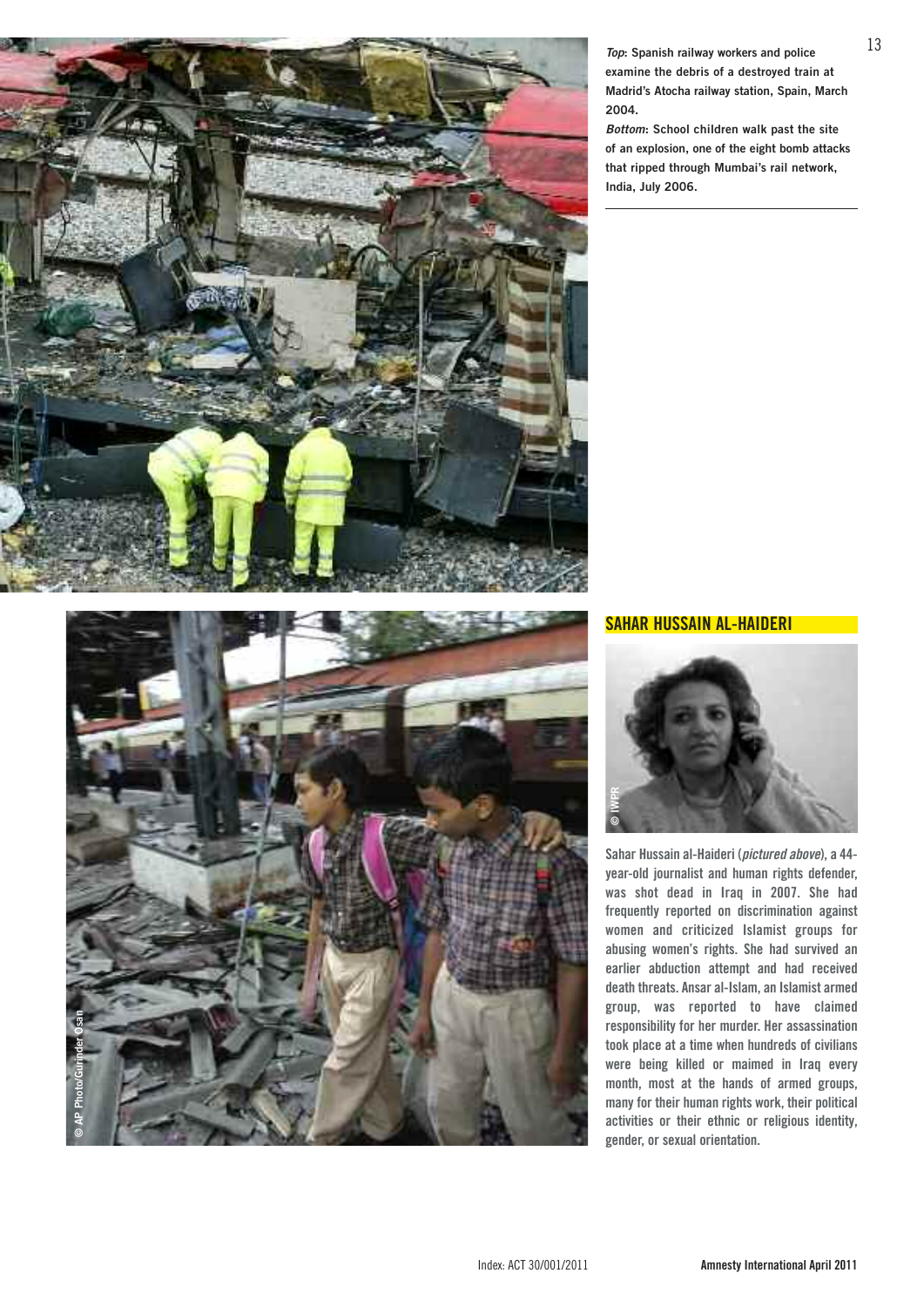*Top*: Spanish railway workers and police examine the debris of a destroyed train at Madrid's Atocha railway station, Spain, March 2004.

*Bottom*: School children walk past the site of an explosion, one of the eight bomb attacks that ripped through Mumbai's rail network, India, July 2006.

© AP Photo/Gurinder Osan

## SAHAR HUSSAIN AL-HAIDERI

© IWPR

Sahar Hussain al-Haideri (*pictured above*), a 44-year-old journalist and human rights defender, was shot dead in Iraq in 2007. She had frequently reported on discrimination against women and criticized Islamist groups for abusing women's rights. She had survived an earlier abduction attempt and had received death threats. Ansar al-Islam, an Islamist armed group, was reported to have claimed responsibility for her murder. Her assassination took place at a time when hundreds of civilians were being killed or maimed in Iraq every month, most at the hands of armed groups, many for their human rights work, their political activities or their ethnic or religious identity, gender, or sexual orientation.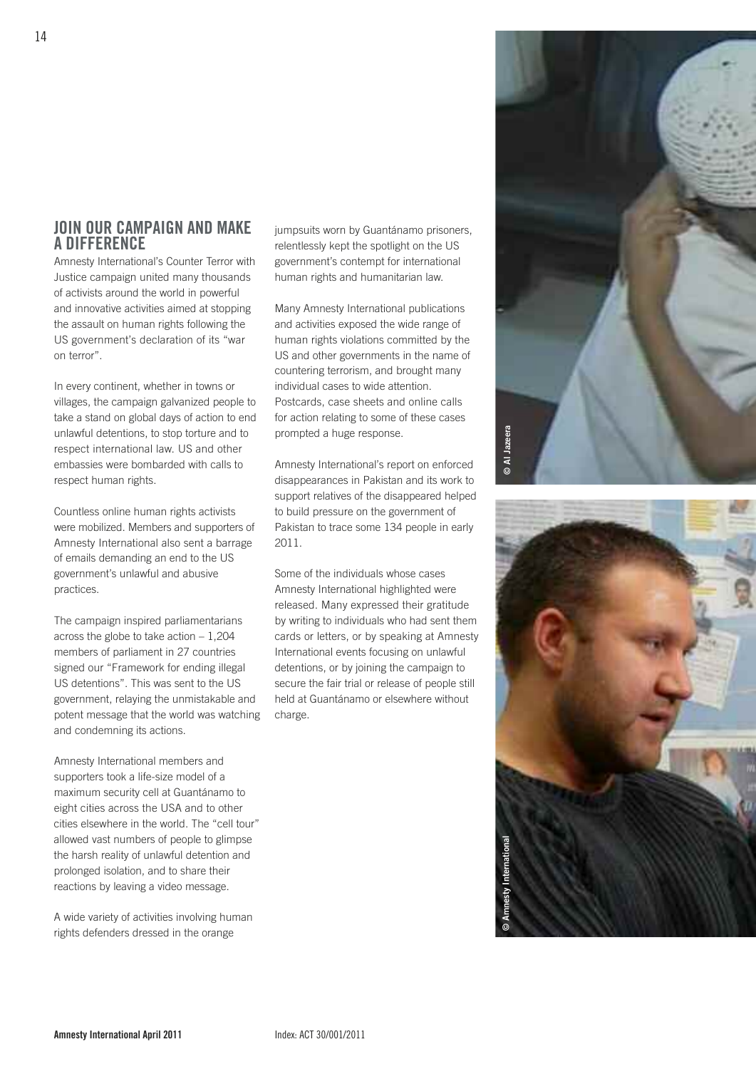## JOIN OUR CAMPAIGN AND MAKE A DIFFERENCE

Amnesty International's Counter Terror with Justice campaign united many thousands of activists around the world in powerful and innovative activities aimed at stopping the assault on human rights following the US government's declaration of its "war on terror".

In every continent, whether in towns or villages, the campaign galvanized people to take a stand on global days of action to end unlawful detentions, to stop torture and to respect international law. US and other embassies were bombarded with calls to respect human rights.

Countless online human rights activists were mobilized. Members and supporters of Amnesty International also sent a barrage of emails demanding an end to the US government's unlawful and abusive practices.

The campaign inspired parliamentarians across the globe to take action – 1,204 members of parliament in 27 countries signed our "Framework for ending illegal US detentions". This was sent to the US government, relaying the unmistakable and potent message that the world was watching and condemning its actions.

Amnesty International members and supporters took a life-size model of a maximum security cell at Guantánamo to eight cities across the USA and to other cities elsewhere in the world. The "cell tour" allowed vast numbers of people to glimpse the harsh reality of unlawful detention and prolonged isolation, and to share their reactions by leaving a video message.

A wide variety of activities involving human rights defenders dressed in the orange jumpsuits worn by Guantánamo prisoners, relentlessly kept the spotlight on the US government's contempt for international human rights and humanitarian law.

Many Amnesty International publications and activities exposed the wide range of human rights violations committed by the US and other governments in the name of countering terrorism, and brought many individual cases to wide attention. Postcards, case sheets and online calls for action relating to some of these cases prompted a huge response.

Amnesty International's report on enforced disappearances in Pakistan and its work to support relatives of the disappeared helped to build pressure on the government of Pakistan to trace some 134 people in early 2011.

Some of the individuals whose cases Amnesty International highlighted were released. Many expressed their gratitude by writing to individuals who had sent them cards or letters, or by speaking at Amnesty International events focusing on unlawful detentions, or by joining the campaign to secure the fair trial or release of people still held at Guantánamo or elsewhere without charge.

© Al Jazeera

© Amnesty International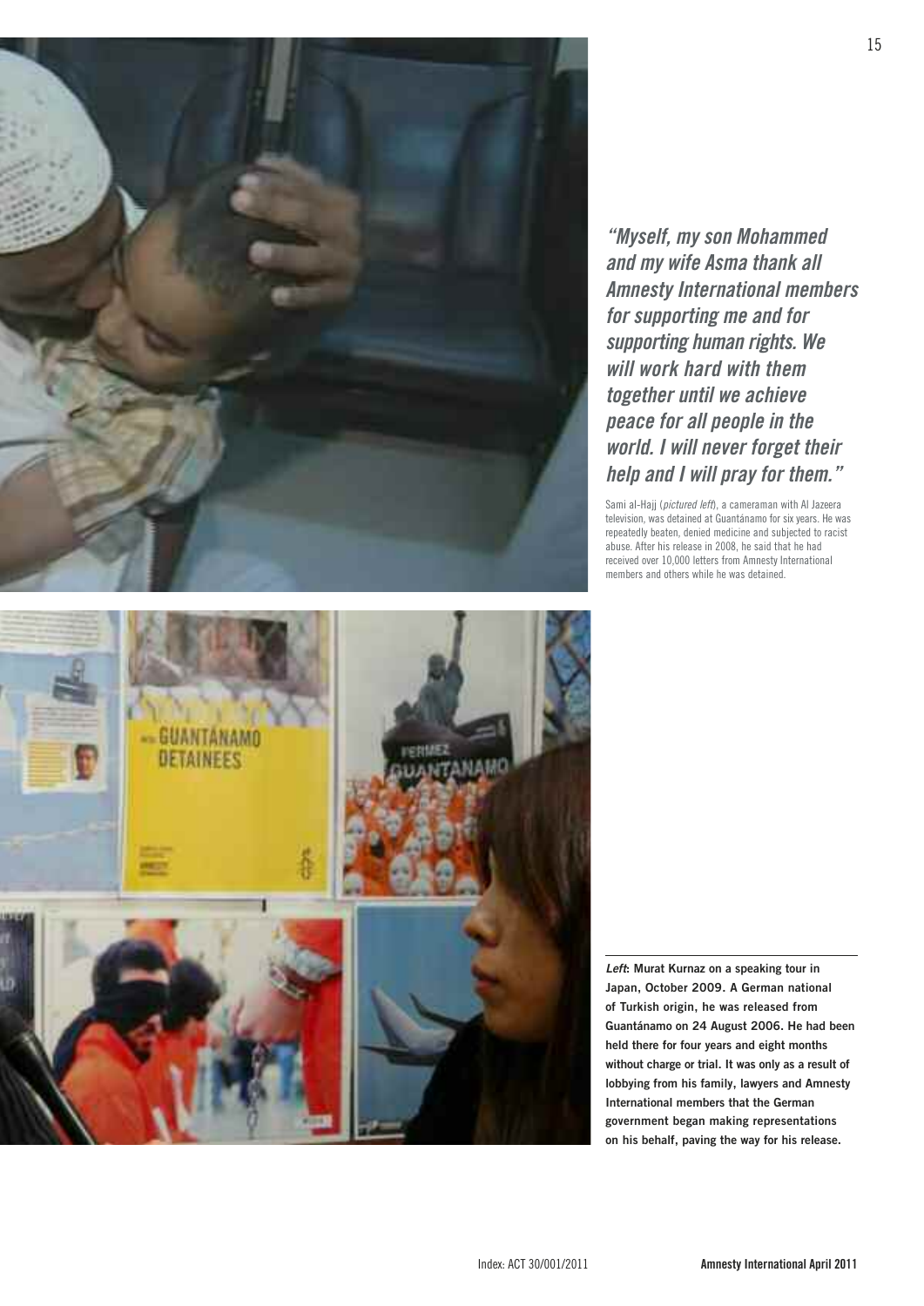***"Myself, my son Mohammed and my wife Asma thank all Amnesty International members for supporting me and for supporting human rights. We will work hard with them together until we achieve peace for all people in the world. I will never forget their help and I will pray for them."***

Sami al-Hajj (*pictured left*), a cameraman with Al Jazeera television, was detained at Guantánamo for six years. He was repeatedly beaten, denied medicine and subjected to racist abuse. After his release in 2008, he said that he had received over 10,000 letters from Amnesty International members and others while he was detained.

***Left*: Murat Kurnaz on a speaking tour in Japan, October 2009. A German national of Turkish origin, he was released from Guantánamo on 24 August 2006. He had been held there for four years and eight months without charge or trial. It was only as a result of lobbying from his family, lawyers and Amnesty International members that the German government began making representations on his behalf, paving the way for his release.**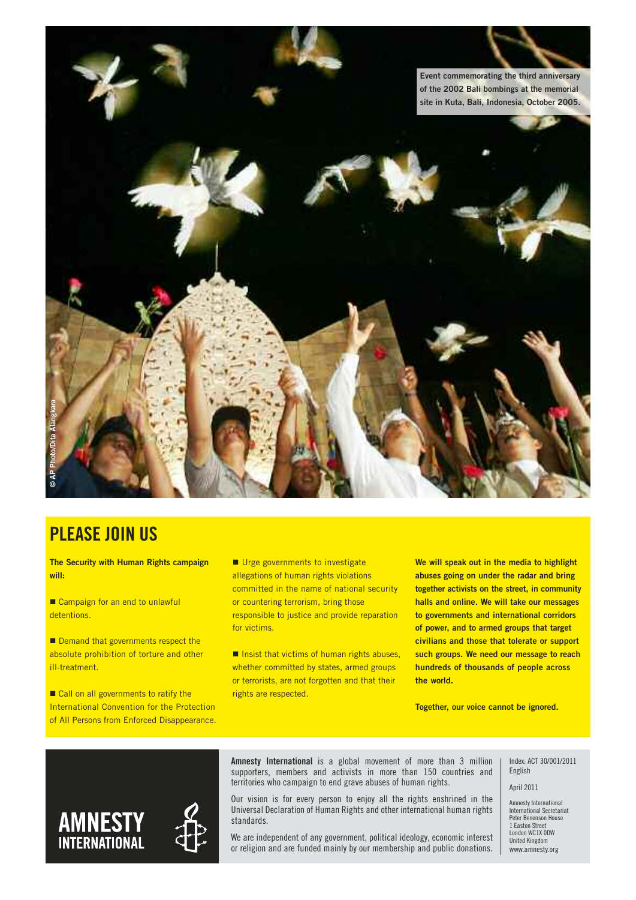Event commemorating the third anniversary of the 2002 Bali bombings at the memorial site in Kuta, Bali, Indonesia, October 2005.

© AP Photo/Dita Alangkara

## PLEASE JOIN US

**The Security with Human Rights campaign will:**

- Campaign for an end to unlawful detentions.
- Demand that governments respect the absolute prohibition of torture and other ill-treatment.
- Call on all governments to ratify the International Convention for the Protection of All Persons from Enforced Disappearance.
- Urge governments to investigate allegations of human rights violations committed in the name of national security or countering terrorism, bring those responsible to justice and provide reparation for victims.
- Insist that victims of human rights abuses, whether committed by states, armed groups or terrorists, are not forgotten and that their rights are respected.

**We will speak out in the media to highlight abuses going on under the radar and bring together activists on the street, in community halls and online. We will take our messages to governments and international corridors of power, and to armed groups that target civilians and those that tolerate or support such groups. We need our message to reach hundreds of thousands of people across the world.**

**Together, our voice cannot be ignored.**

AMNESTY INTERNATIONAL

**Amnesty International** is a global movement of more than 3 million supporters, members and activists in more than 150 countries and territories who campaign to end grave abuses of human rights.

Our vision is for every person to enjoy all the rights enshrined in the Universal Declaration of Human Rights and other international human rights standards.

We are independent of any government, political ideology, economic interest or religion and are funded mainly by our membership and public donations.

Index: ACT 30/001/2011
English

April 2011

Amnesty International
International Secretariat
Peter Benenson House
1 Easton Street
London WC1X 0DW
United Kingdom
www.amnesty.org